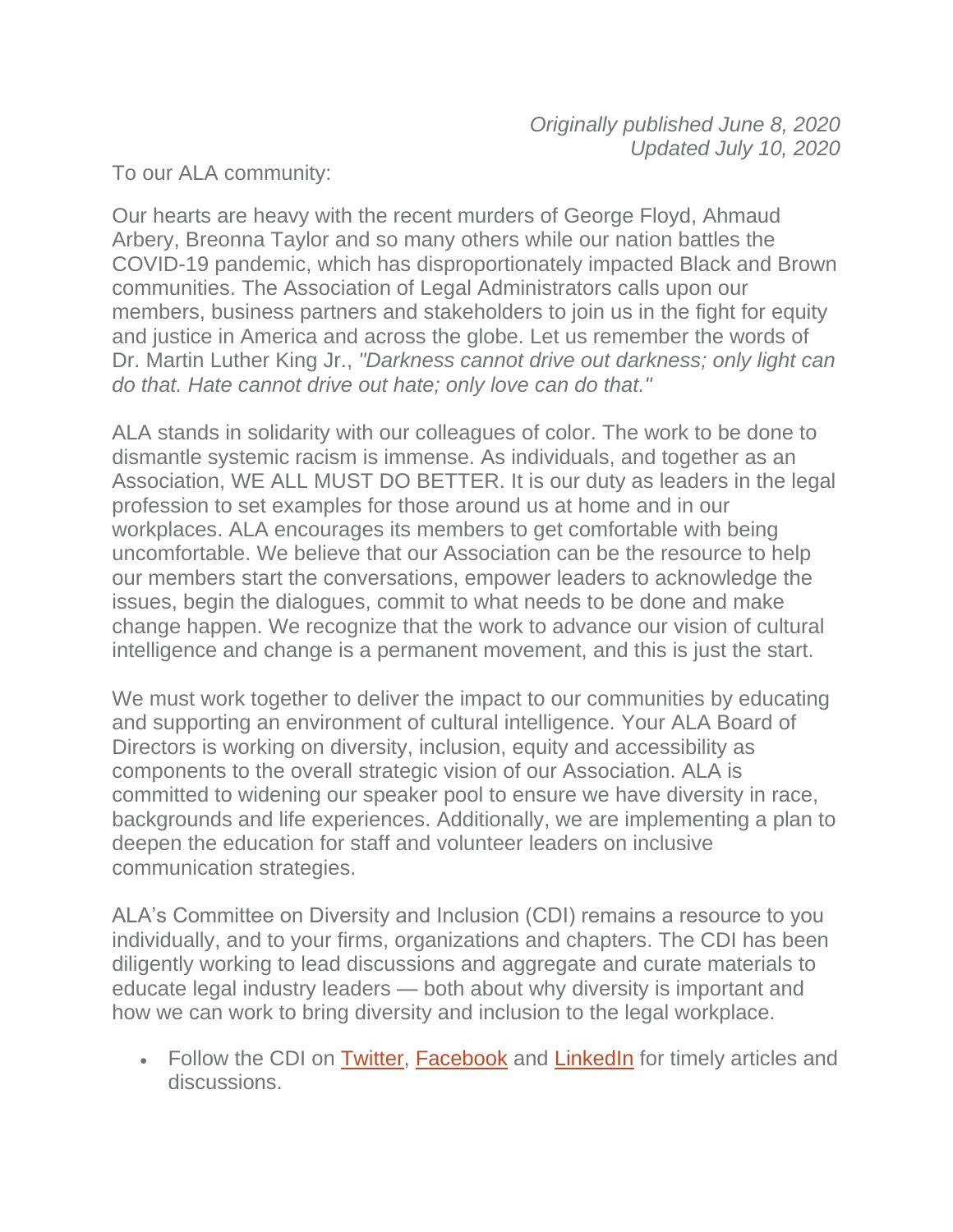*Originally published June 8, 2020*
*Updated July 10, 2020*

To our ALA community:

Our hearts are heavy with the recent murders of George Floyd, Ahmaud Arbery, Breonna Taylor and so many others while our nation battles the COVID-19 pandemic, which has disproportionately impacted Black and Brown communities. The Association of Legal Administrators calls upon our members, business partners and stakeholders to join us in the fight for equity and justice in America and across the globe. Let us remember the words of Dr. Martin Luther King Jr., *"Darkness cannot drive out darkness; only light can do that. Hate cannot drive out hate; only love can do that."*

ALA stands in solidarity with our colleagues of color. The work to be done to dismantle systemic racism is immense. As individuals, and together as an Association, WE ALL MUST DO BETTER. It is our duty as leaders in the legal profession to set examples for those around us at home and in our workplaces. ALA encourages its members to get comfortable with being uncomfortable. We believe that our Association can be the resource to help our members start the conversations, empower leaders to acknowledge the issues, begin the dialogues, commit to what needs to be done and make change happen. We recognize that the work to advance our vision of cultural intelligence and change is a permanent movement, and this is just the start.

We must work together to deliver the impact to our communities by educating and supporting an environment of cultural intelligence. Your ALA Board of Directors is working on diversity, inclusion, equity and accessibility as components to the overall strategic vision of our Association. ALA is committed to widening our speaker pool to ensure we have diversity in race, backgrounds and life experiences. Additionally, we are implementing a plan to deepen the education for staff and volunteer leaders on inclusive communication strategies.

ALA's Committee on Diversity and Inclusion (CDI) remains a resource to you individually, and to your firms, organizations and chapters. The CDI has been diligently working to lead discussions and aggregate and curate materials to educate legal industry leaders — both about why diversity is important and how we can work to bring diversity and inclusion to the legal workplace.

- Follow the CDI on Twitter, Facebook and LinkedIn for timely articles and discussions.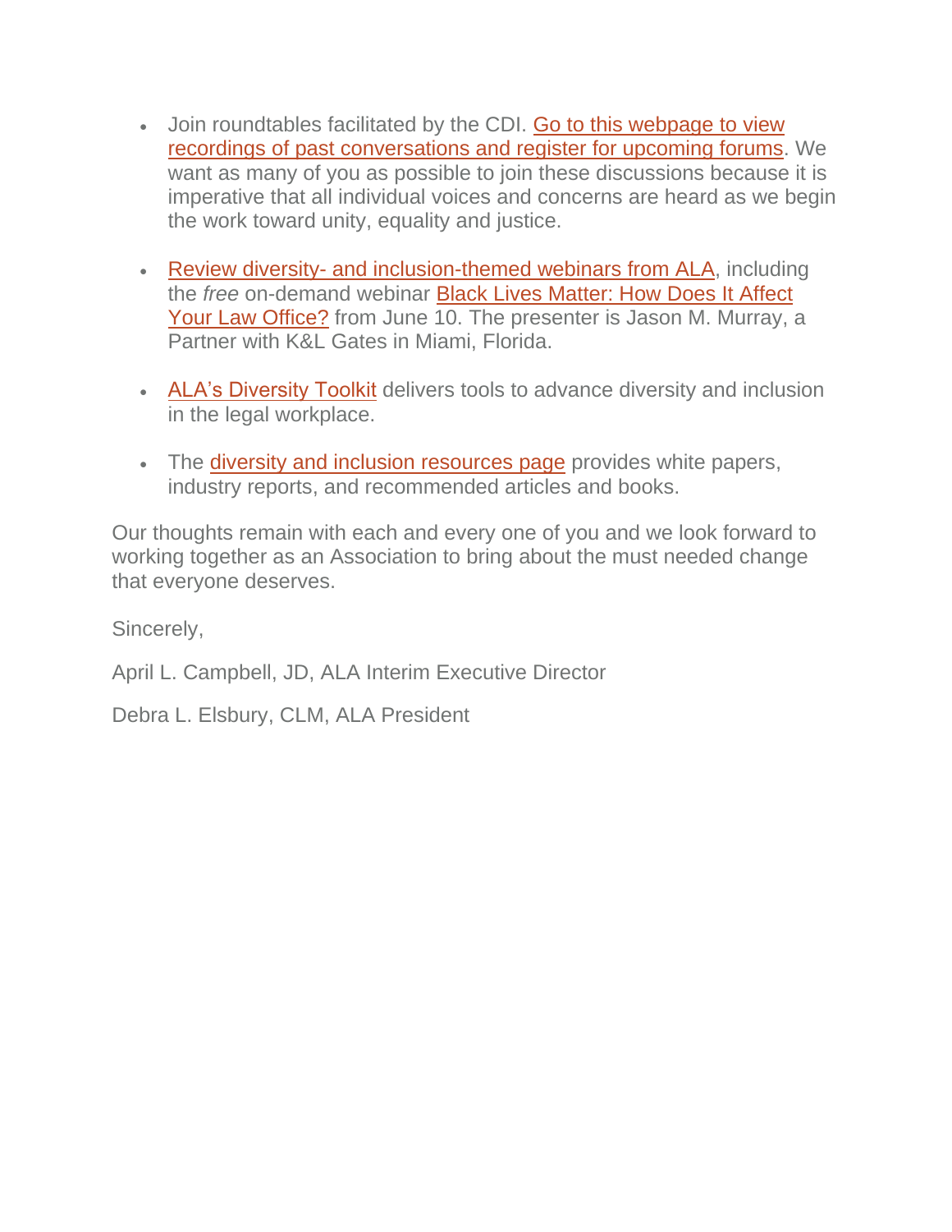- Join roundtables facilitated by the CDI. Go to this webpage to view recordings of past conversations and register for upcoming forums. We want as many of you as possible to join these discussions because it is imperative that all individual voices and concerns are heard as we begin the work toward unity, equality and justice.

- Review diversity- and inclusion-themed webinars from ALA, including the *free* on-demand webinar Black Lives Matter: How Does It Affect Your Law Office? from June 10. The presenter is Jason M. Murray, a Partner with K&L Gates in Miami, Florida.

- ALA's Diversity Toolkit delivers tools to advance diversity and inclusion in the legal workplace.

- The diversity and inclusion resources page provides white papers, industry reports, and recommended articles and books.

Our thoughts remain with each and every one of you and we look forward to working together as an Association to bring about the must needed change that everyone deserves.

Sincerely,

April L. Campbell, JD, ALA Interim Executive Director

Debra L. Elsbury, CLM, ALA President